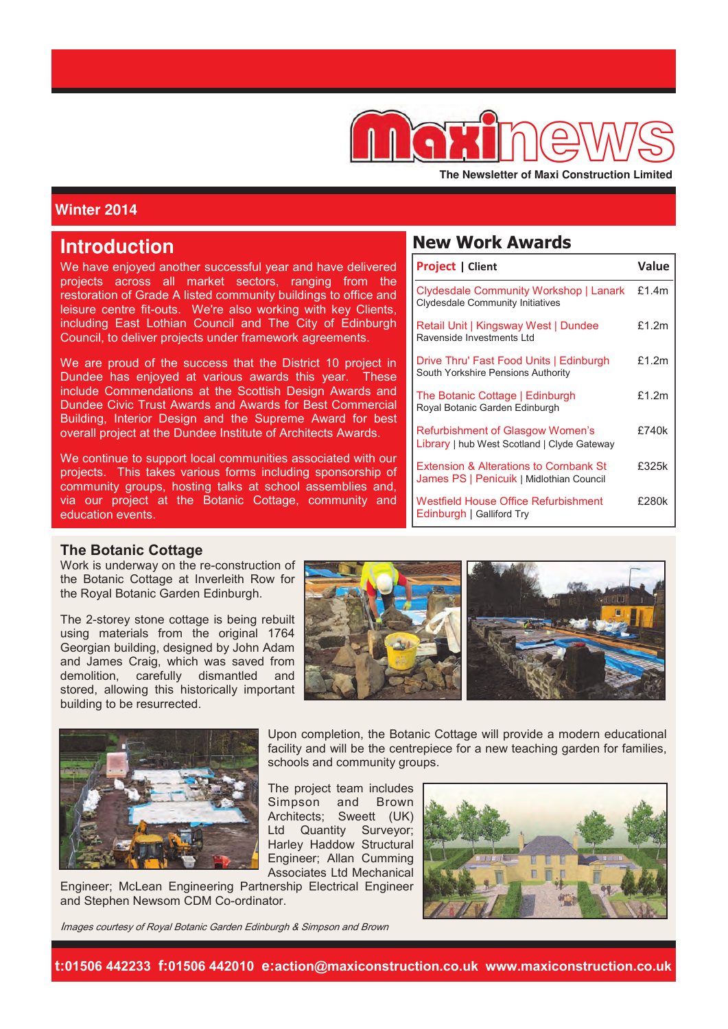# Maxinews

The Newsletter of Maxi Construction Limited

**Winter 2014**

## Introduction

We have enjoyed another successful year and have delivered projects across all market sectors, ranging from the restoration of Grade A listed community buildings to office and leisure centre fit-outs. We're also working with key Clients, including East Lothian Council and The City of Edinburgh Council, to deliver projects under framework agreements.

We are proud of the success that the District 10 project in Dundee has enjoyed at various awards this year. These include Commendations at the Scottish Design Awards and Dundee Civic Trust Awards and Awards for Best Commercial Building, Interior Design and the Supreme Award for best overall project at the Dundee Institute of Architects Awards.

We continue to support local communities associated with our projects. This takes various forms including sponsorship of community groups, hosting talks at school assemblies and, via our project at the Botanic Cottage, community and education events.

## New Work Awards

| Project \| Client | Value |
|---|---|
| Clydesdale Community Workshop \| Lanark<br>Clydesdale Community Initiatives | £1.4m |
| Retail Unit \| Kingsway West \| Dundee<br>Ravenside Investments Ltd | £1.2m |
| Drive Thru' Fast Food Units \| Edinburgh<br>South Yorkshire Pensions Authority | £1.2m |
| The Botanic Cottage \| Edinburgh<br>Royal Botanic Garden Edinburgh | £1.2m |
| Refurbishment of Glasgow Women's Library \| hub West Scotland \| Clyde Gateway | £740k |
| Extension & Alterations to Cornbank St James PS \| Penicuik \| Midlothian Council | £325k |
| Westfield House Office Refurbishment Edinburgh \| Galliford Try | £280k |

### The Botanic Cottage

Work is underway on the re-construction of the Botanic Cottage at Inverleith Row for the Royal Botanic Garden Edinburgh.

The 2-storey stone cottage is being rebuilt using materials from the original 1764 Georgian building, designed by John Adam and James Craig, which was saved from demolition, carefully dismantled and stored, allowing this historically important building to be resurrected.

Upon completion, the Botanic Cottage will provide a modern educational facility and will be the centrepiece for a new teaching garden for families, schools and community groups.

The project team includes Simpson and Brown Architects; Sweett (UK) Ltd Quantity Surveyor; Harley Haddow Structural Engineer; Allan Cumming Associates Ltd Mechanical Engineer; McLean Engineering Partnership Electrical Engineer and Stephen Newsom CDM Co-ordinator.

*Images courtesy of Royal Botanic Garden Edinburgh & Simpson and Brown*

**t:01506 442233 f:01506 442010 e:action@maxiconstruction.co.uk www.maxiconstruction.co.uk**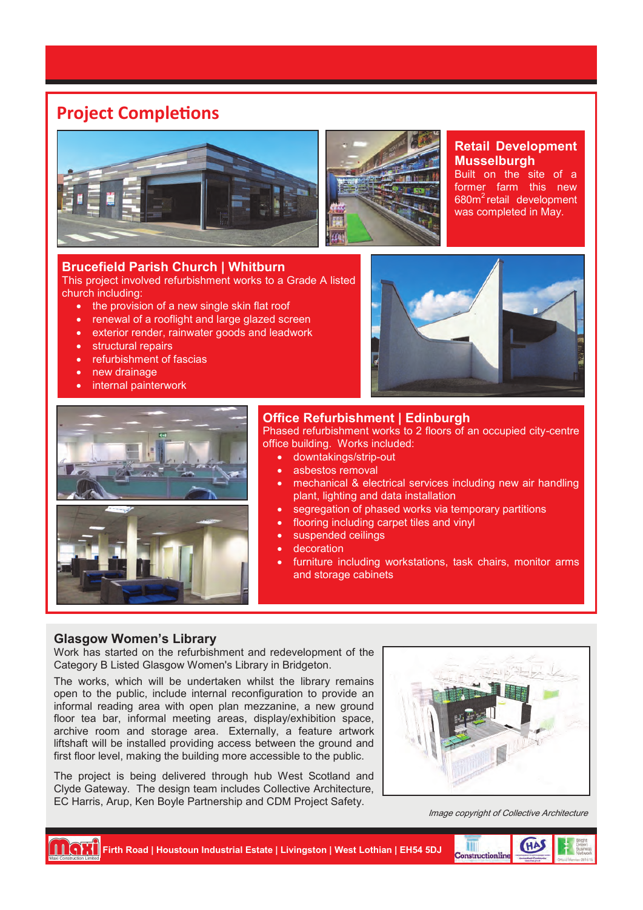## Project Completions

### Retail Development Musselburgh

Built on the site of a former farm this new 680m$^2$ retail development was completed in May.

### Brucefield Parish Church | Whitburn

This project involved refurbishment works to a Grade A listed church including:

- the provision of a new single skin flat roof
- renewal of a rooflight and large glazed screen
- exterior render, rainwater goods and leadwork
- structural repairs
- refurbishment of fascias
- new drainage
- internal painterwork

### Office Refurbishment | Edinburgh

Phased refurbishment works to 2 floors of an occupied city-centre office building. Works included:

- downtakings/strip-out
- asbestos removal
- mechanical & electrical services including new air handling plant, lighting and data installation
- segregation of phased works via temporary partitions
- flooring including carpet tiles and vinyl
- suspended ceilings
- decoration
- furniture including workstations, task chairs, monitor arms and storage cabinets

## Glasgow Women's Library

Work has started on the refurbishment and redevelopment of the Category B Listed Glasgow Women's Library in Bridgeton.

The works, which will be undertaken whilst the library remains open to the public, include internal reconfiguration to provide an informal reading area with open plan mezzanine, a new ground floor tea bar, informal meeting areas, display/exhibition space, archive room and storage area. Externally, a feature artwork liftshaft will be installed providing access between the ground and first floor level, making the building more accessible to the public.

The project is being delivered through hub West Scotland and Clyde Gateway. The design team includes Collective Architecture, EC Harris, Arup, Ken Boyle Partnership and CDM Project Safety.

*Image copyright of Collective Architecture*

Firth Road | Houstoun Industrial Estate | Livingston | West Lothian | EH54 5DJ